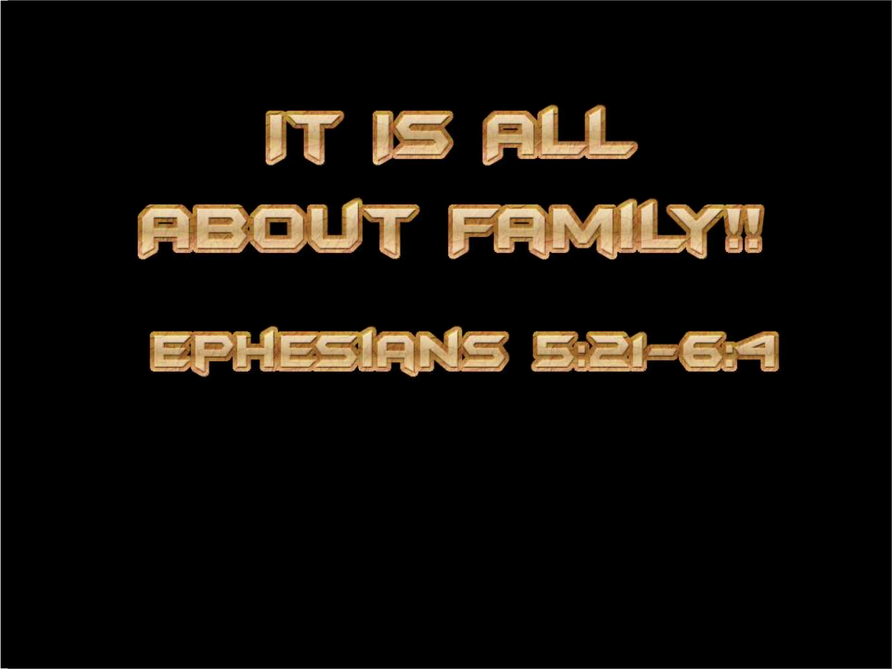# IT IS ALL ABOUT FAMILY!!

## EPHESIANS 5:21-6:4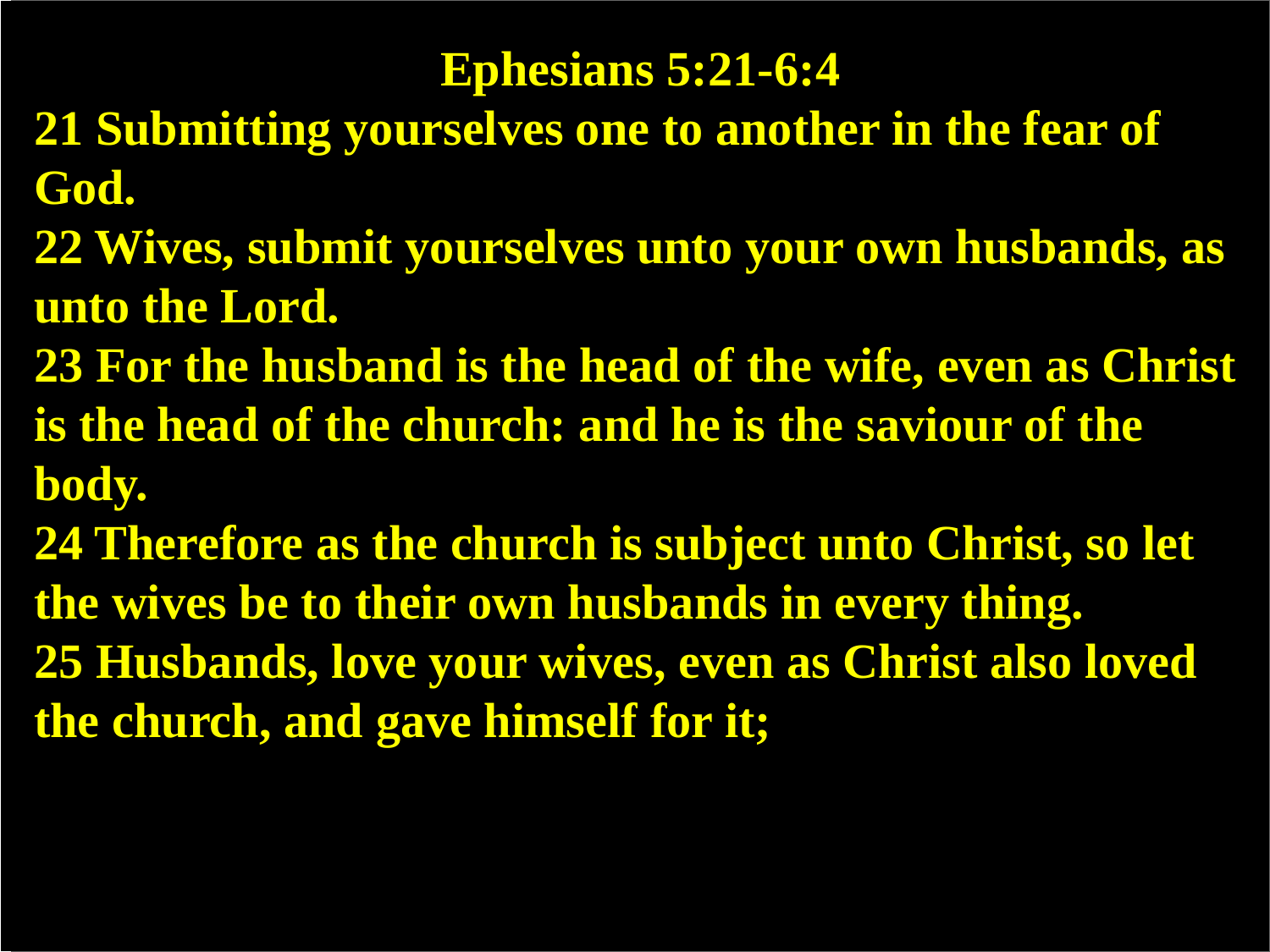# Ephesians 5:21-6:4

**21 Submitting yourselves one to another in the fear of God.**

**22 Wives, submit yourselves unto your own husbands, as unto the Lord.**

**23 For the husband is the head of the wife, even as Christ is the head of the church: and he is the saviour of the body.**

**24 Therefore as the church is subject unto Christ, so let the wives be to their own husbands in every thing.**

**25 Husbands, love your wives, even as Christ also loved the church, and gave himself for it;**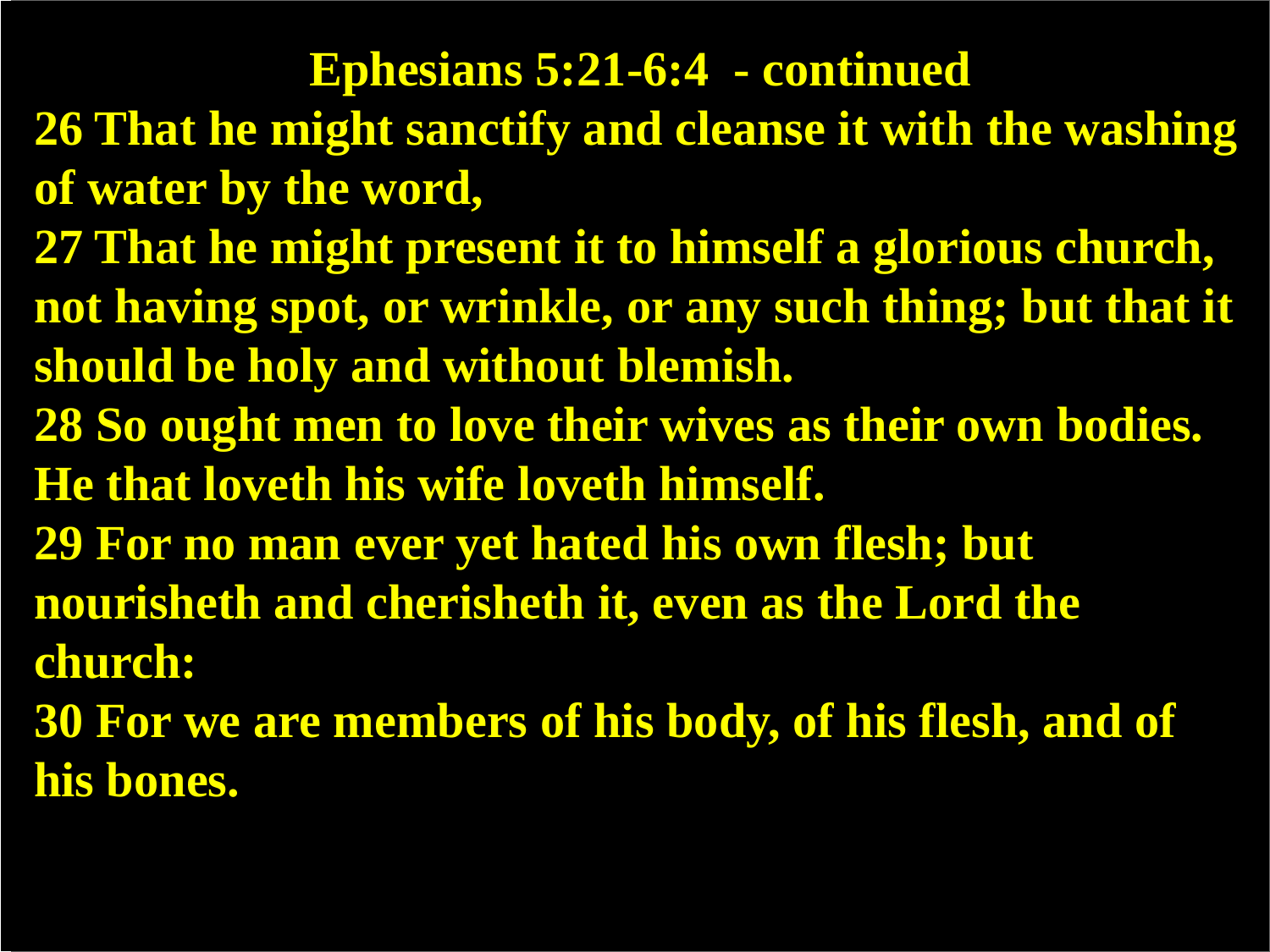## Ephesians 5:21-6:4 - continued

**26 That he might sanctify and cleanse it with the washing of water by the word,**

**27 That he might present it to himself a glorious church, not having spot, or wrinkle, or any such thing; but that it should be holy and without blemish.**

**28 So ought men to love their wives as their own bodies. He that loveth his wife loveth himself.**

**29 For no man ever yet hated his own flesh; but nourisheth and cherisheth it, even as the Lord the church:**

**30 For we are members of his body, of his flesh, and of his bones.**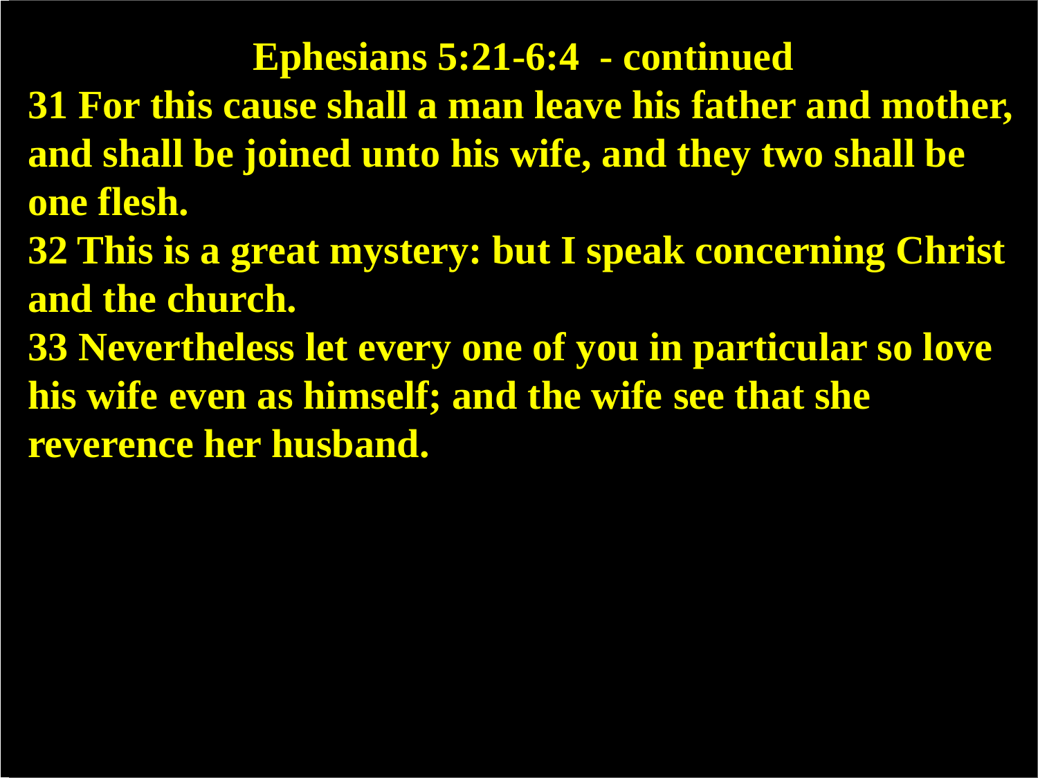## Ephesians 5:21-6:4 - continued

**31 For this cause shall a man leave his father and mother, and shall be joined unto his wife, and they two shall be one flesh.**

**32 This is a great mystery: but I speak concerning Christ and the church.**

**33 Nevertheless let every one of you in particular so love his wife even as himself; and the wife see that she reverence her husband.**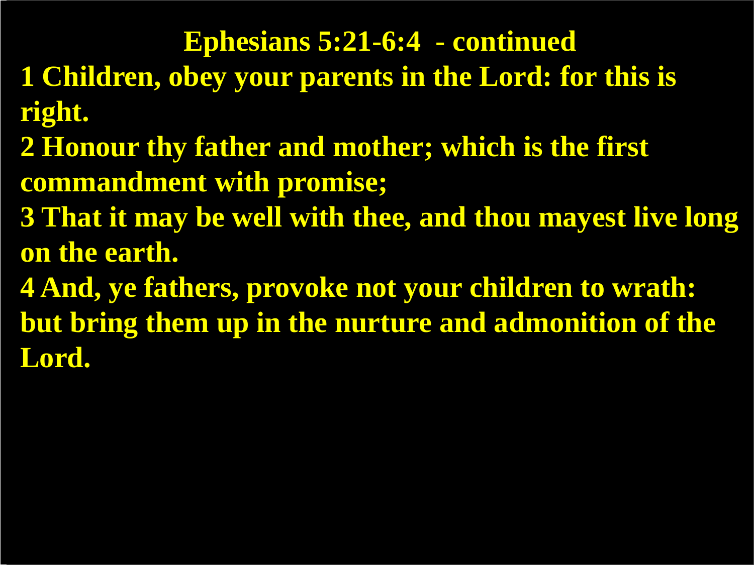## Ephesians 5:21-6:4 - continued

**1 Children, obey your parents in the Lord: for this is right.**

**2 Honour thy father and mother; which is the first commandment with promise;**

**3 That it may be well with thee, and thou mayest live long on the earth.**

**4 And, ye fathers, provoke not your children to wrath: but bring them up in the nurture and admonition of the Lord.**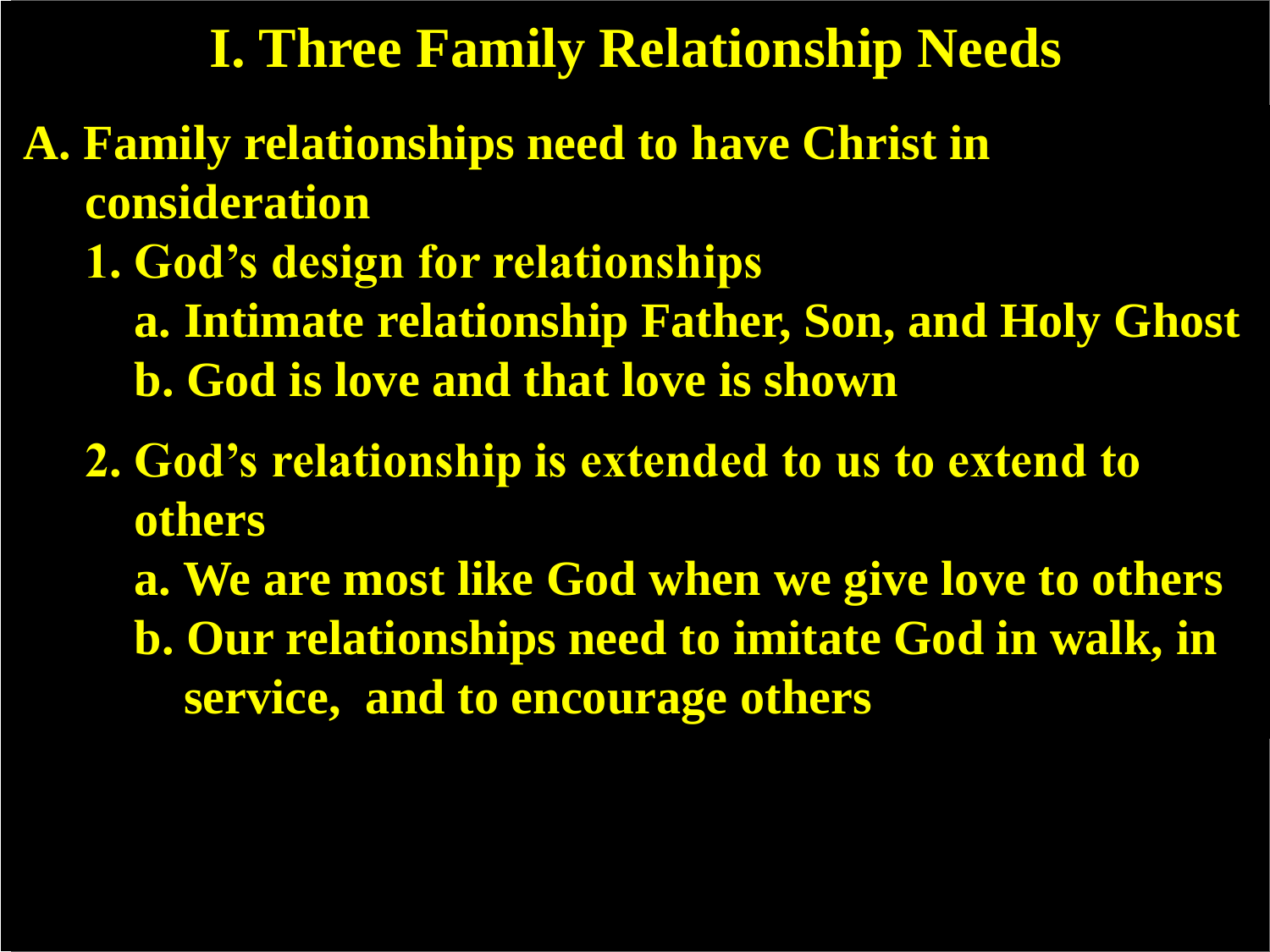# I. Three Family Relationship Needs

**A. Family relationships need to have Christ in consideration**

1. **God's design for relationships**
   - a. **Intimate relationship Father, Son, and Holy Ghost**
   - b. **God is love and that love is shown**
2. **God's relationship is extended to us to extend to others**
   - a. **We are most like God when we give love to others**
   - b. **Our relationships need to imitate God in walk, in service, and to encourage others**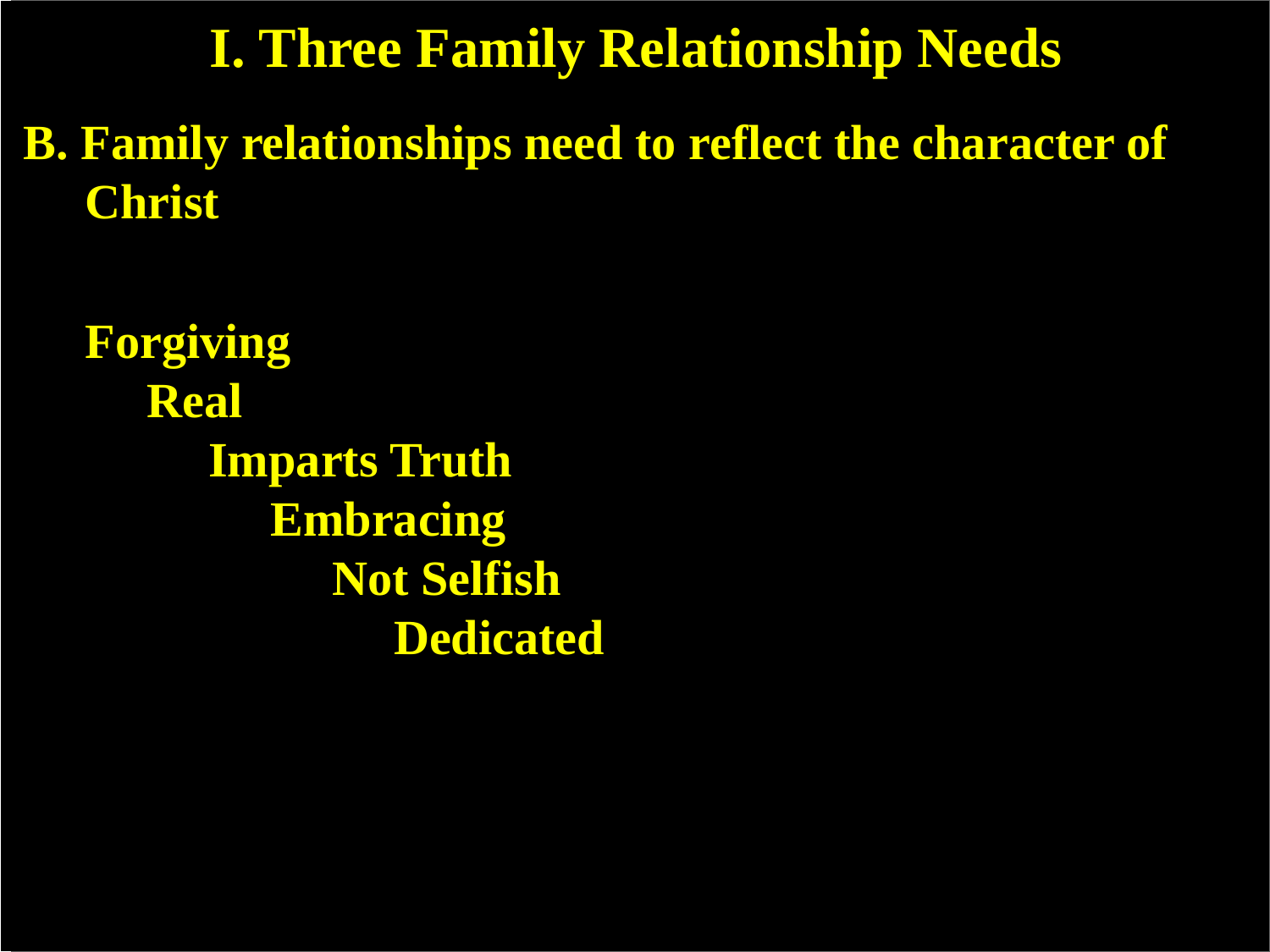# I. Three Family Relationship Needs

**B. Family relationships need to reflect the character of Christ**

**Forgiving**
**Real**
**Imparts Truth**
**Embracing**
**Not Selfish**
**Dedicated**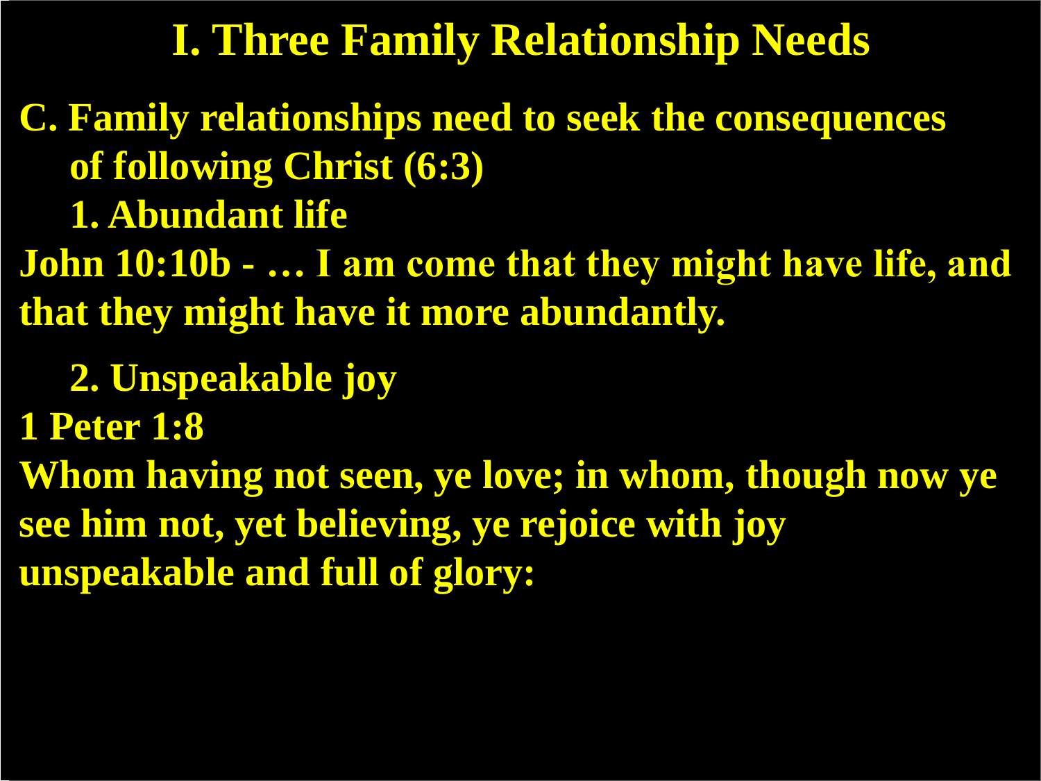# I. Three Family Relationship Needs

**C. Family relationships need to seek the consequences of following Christ (6:3)**

**1. Abundant life**

**John 10:10b - … I am come that they might have life, and that they might have it more abundantly.**

**2. Unspeakable joy**

**1 Peter 1:8**

**Whom having not seen, ye love; in whom, though now ye see him not, yet believing, ye rejoice with joy unspeakable and full of glory:**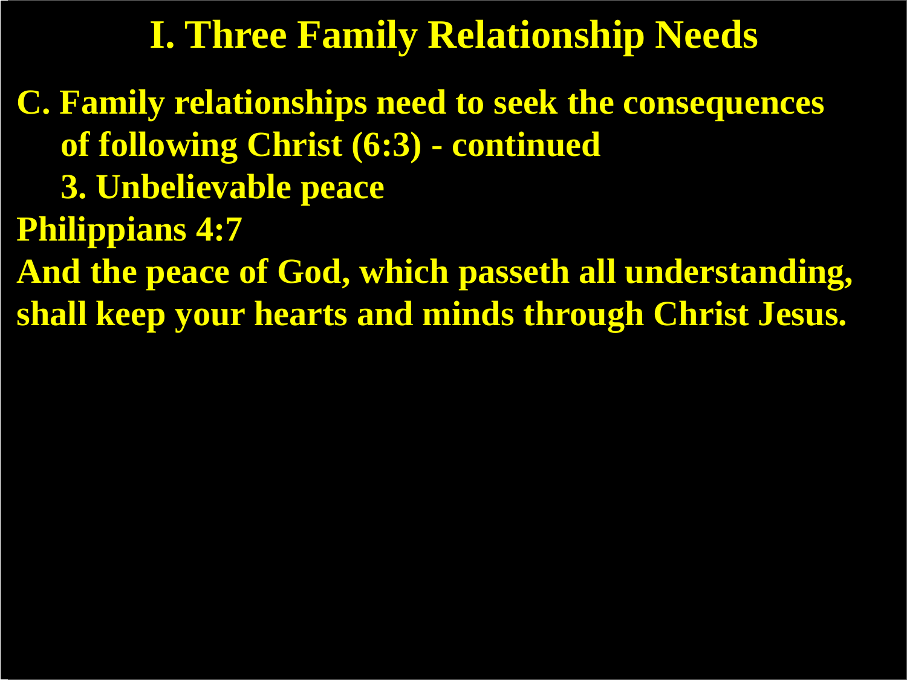# I. Three Family Relationship Needs

**C. Family relationships need to seek the consequences of following Christ (6:3) - continued**

**3. Unbelievable peace**

**Philippians 4:7**

**And the peace of God, which passeth all understanding, shall keep your hearts and minds through Christ Jesus.**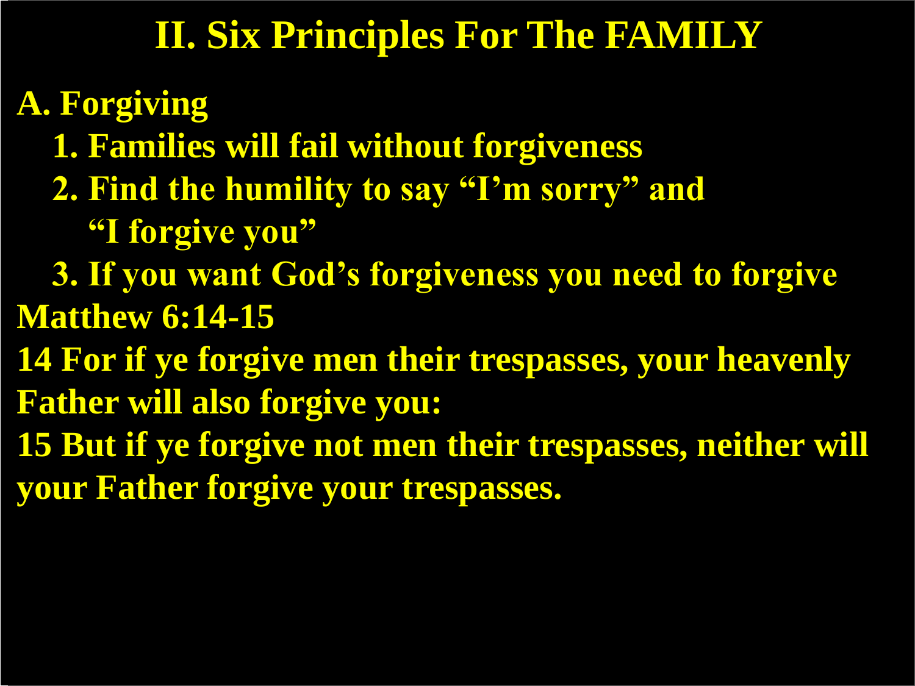# II. Six Principles For The FAMILY

**A. Forgiving**

1. Families will fail without forgiveness
2. Find the humility to say "I'm sorry" and "I forgive you"
3. If you want God's forgiveness you need to forgive

**Matthew 6:14-15**

14 For if ye forgive men their trespasses, your heavenly Father will also forgive you:

15 But if ye forgive not men their trespasses, neither will your Father forgive your trespasses.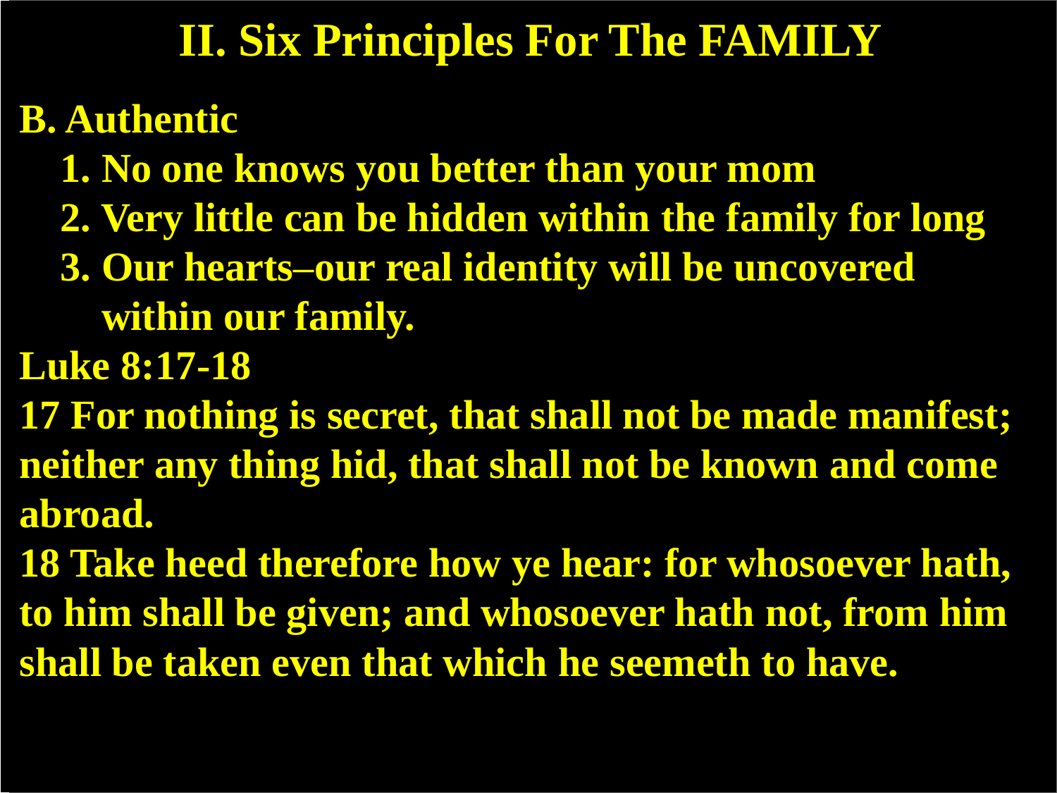# II. Six Principles For The FAMILY

**B. Authentic**

1. No one knows you better than your mom
2. Very little can be hidden within the family for long
3. Our hearts–our real identity will be uncovered within our family.

**Luke 8:17-18**

17 For nothing is secret, that shall not be made manifest; neither any thing hid, that shall not be known and come abroad.

18 Take heed therefore how ye hear: for whosoever hath, to him shall be given; and whosoever hath not, from him shall be taken even that which he seemeth to have.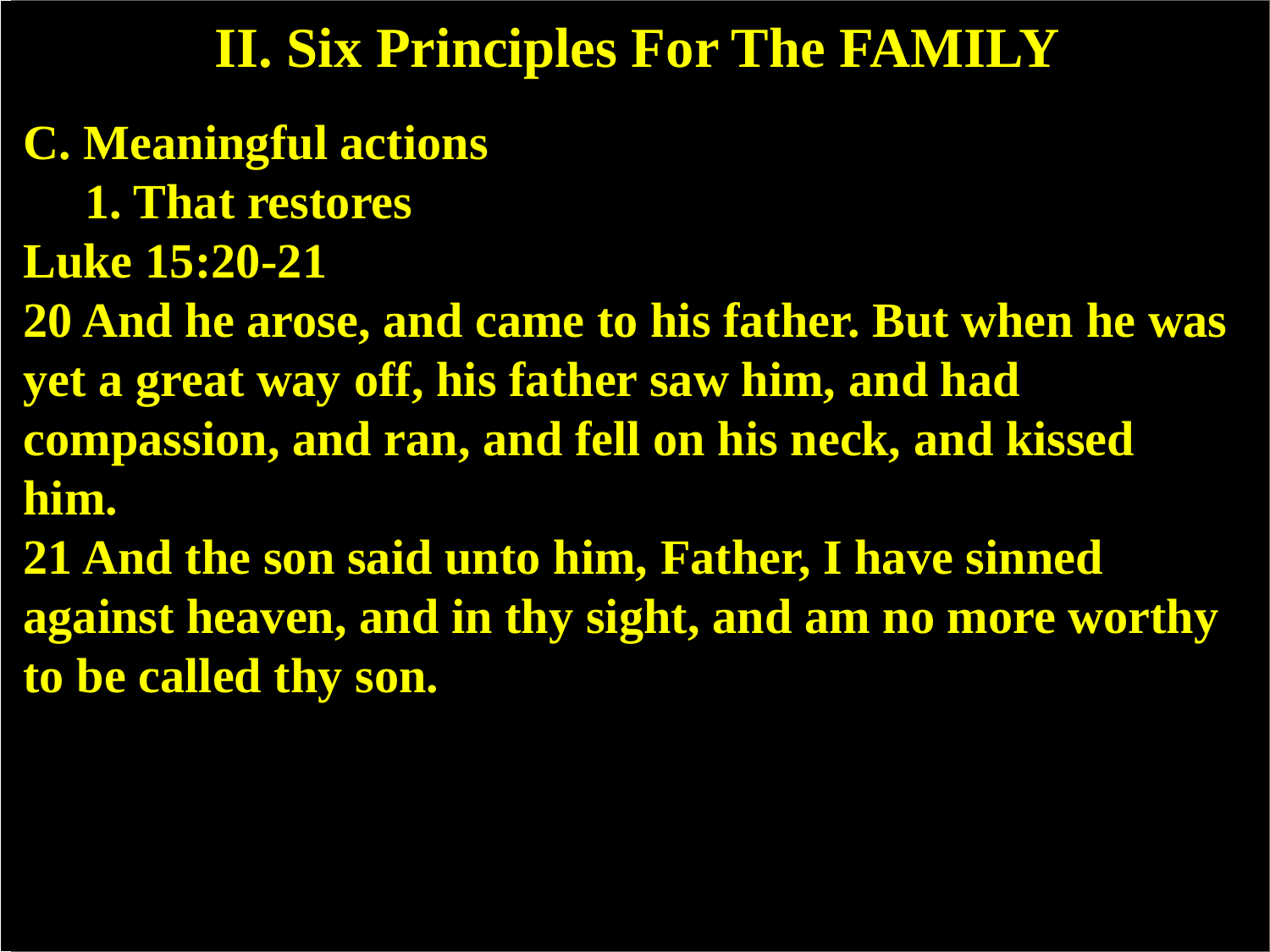# II. Six Principles For The FAMILY

**C. Meaningful actions**

**1. That restores**

**Luke 15:20-21**

**20 And he arose, and came to his father. But when he was yet a great way off, his father saw him, and had compassion, and ran, and fell on his neck, and kissed him.**

**21 And the son said unto him, Father, I have sinned against heaven, and in thy sight, and am no more worthy to be called thy son.**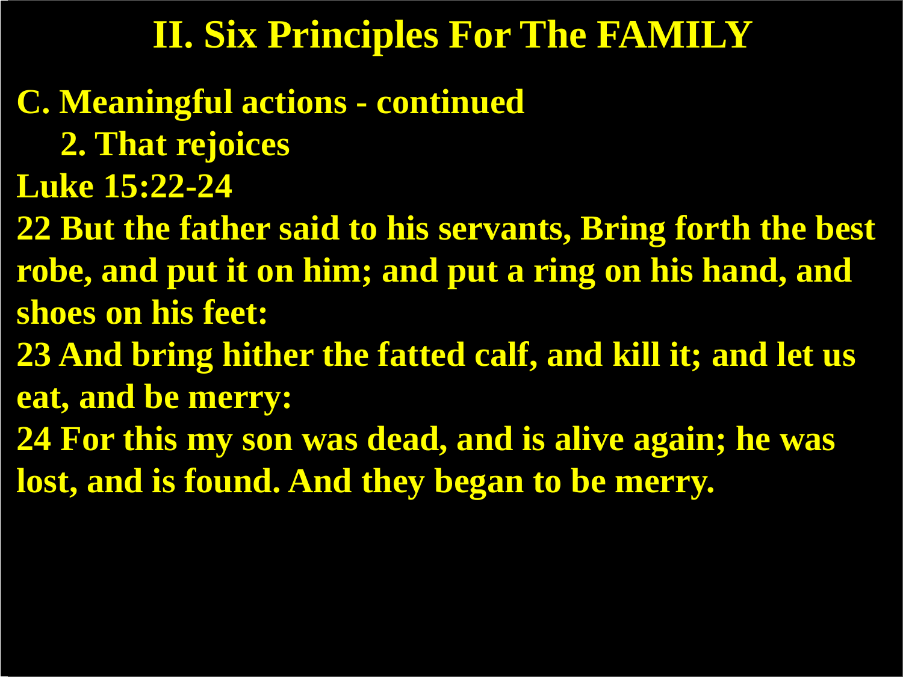# II. Six Principles For The FAMILY

**C. Meaningful actions - continued**

**2. That rejoices**

**Luke 15:22-24**

**22 But the father said to his servants, Bring forth the best robe, and put it on him; and put a ring on his hand, and shoes on his feet:**

**23 And bring hither the fatted calf, and kill it; and let us eat, and be merry:**

**24 For this my son was dead, and is alive again; he was lost, and is found. And they began to be merry.**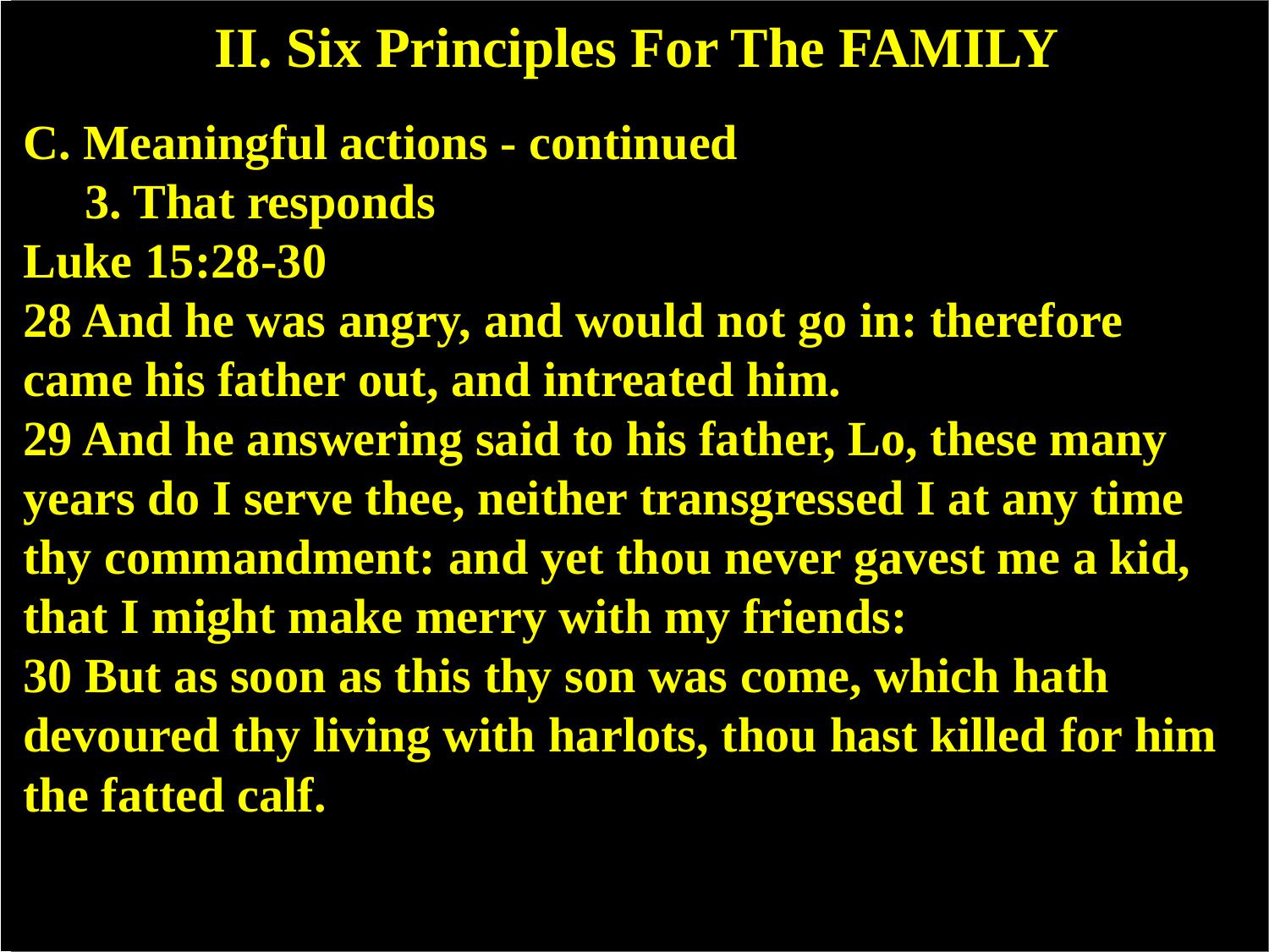# II. Six Principles For The FAMILY

**C. Meaningful actions - continued**

**3. That responds**

**Luke 15:28-30**

**28 And he was angry, and would not go in: therefore came his father out, and intreated him.**

**29 And he answering said to his father, Lo, these many years do I serve thee, neither transgressed I at any time thy commandment: and yet thou never gavest me a kid, that I might make merry with my friends:**

**30 But as soon as this thy son was come, which hath devoured thy living with harlots, thou hast killed for him the fatted calf.**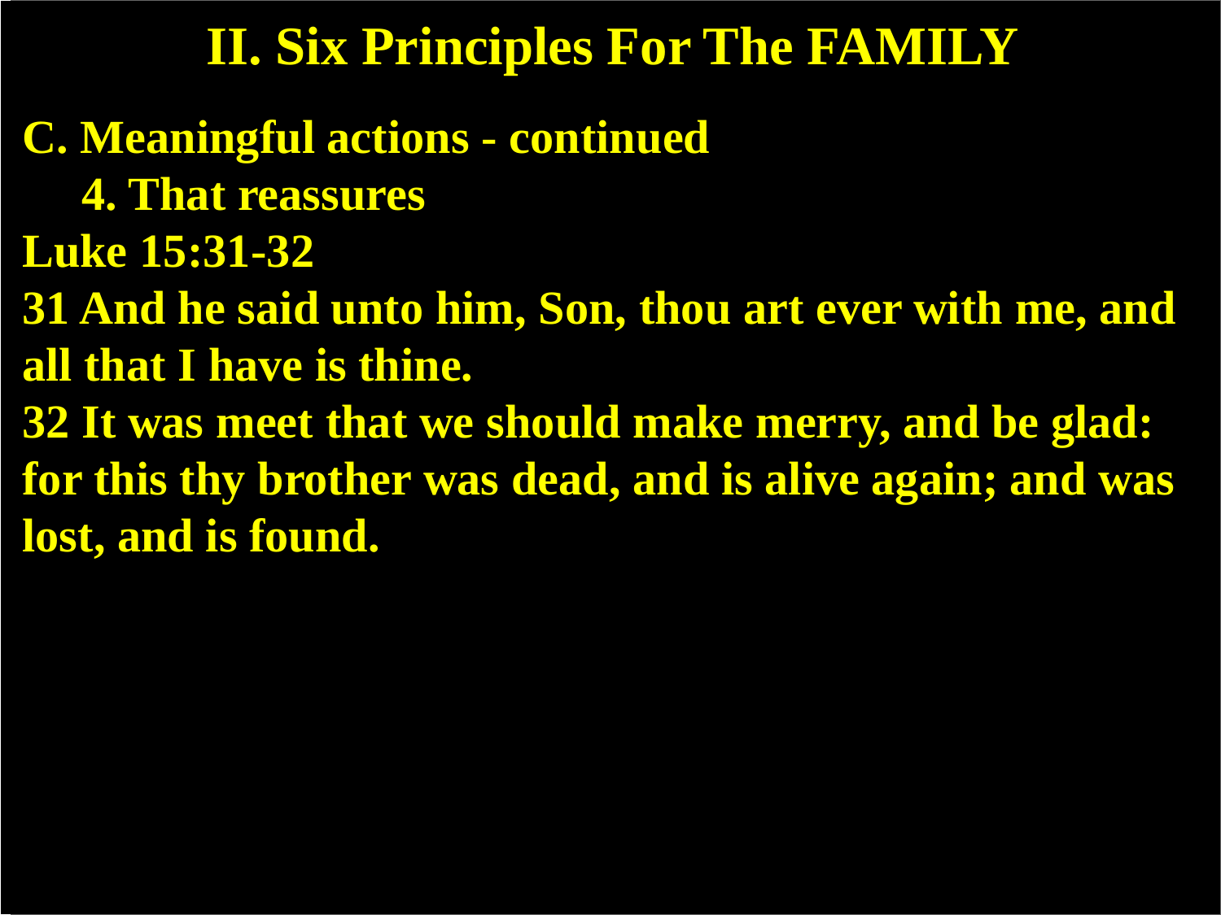# II. Six Principles For The FAMILY

**C. Meaningful actions - continued**

**4. That reassures**

**Luke 15:31-32**

**31 And he said unto him, Son, thou art ever with me, and all that I have is thine.**

**32 It was meet that we should make merry, and be glad: for this thy brother was dead, and is alive again; and was lost, and is found.**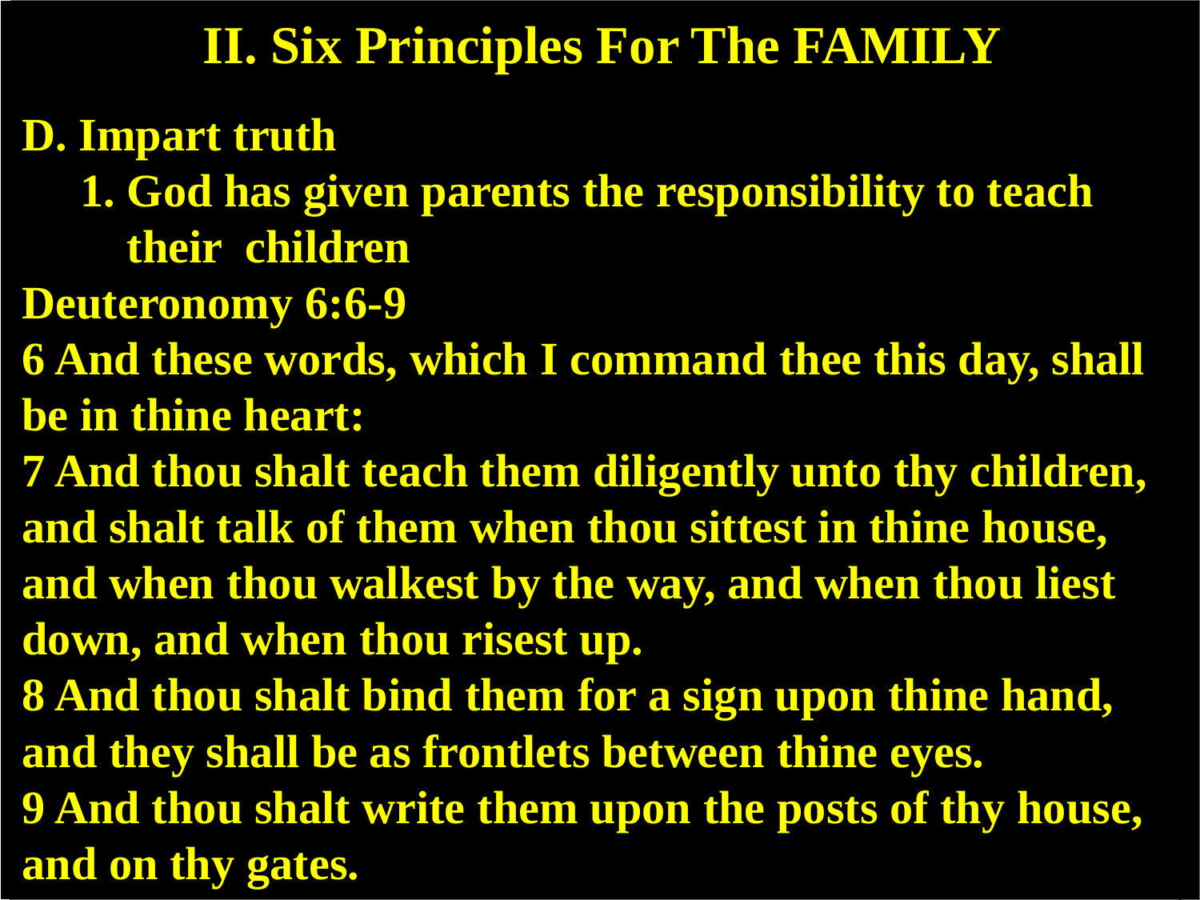# II. Six Principles For The FAMILY

**D. Impart truth**

1. **God has given parents the responsibility to teach their children**

**Deuteronomy 6:6-9**

**6 And these words, which I command thee this day, shall be in thine heart:**

**7 And thou shalt teach them diligently unto thy children, and shalt talk of them when thou sittest in thine house, and when thou walkest by the way, and when thou liest down, and when thou risest up.**

**8 And thou shalt bind them for a sign upon thine hand, and they shall be as frontlets between thine eyes.**

**9 And thou shalt write them upon the posts of thy house, and on thy gates.**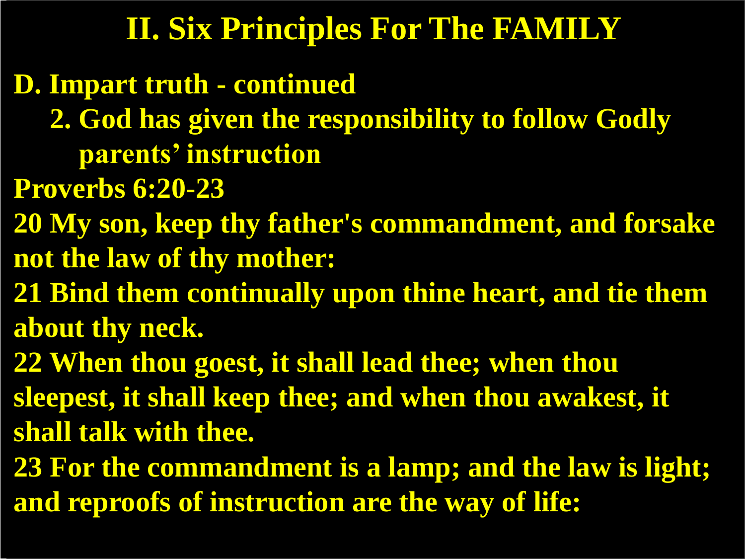# II. Six Principles For The FAMILY

**D. Impart truth - continued**

**2. God has given the responsibility to follow Godly parents' instruction**

**Proverbs 6:20-23**

**20 My son, keep thy father's commandment, and forsake not the law of thy mother:**

**21 Bind them continually upon thine heart, and tie them about thy neck.**

**22 When thou goest, it shall lead thee; when thou sleepest, it shall keep thee; and when thou awakest, it shall talk with thee.**

**23 For the commandment is a lamp; and the law is light; and reproofs of instruction are the way of life:**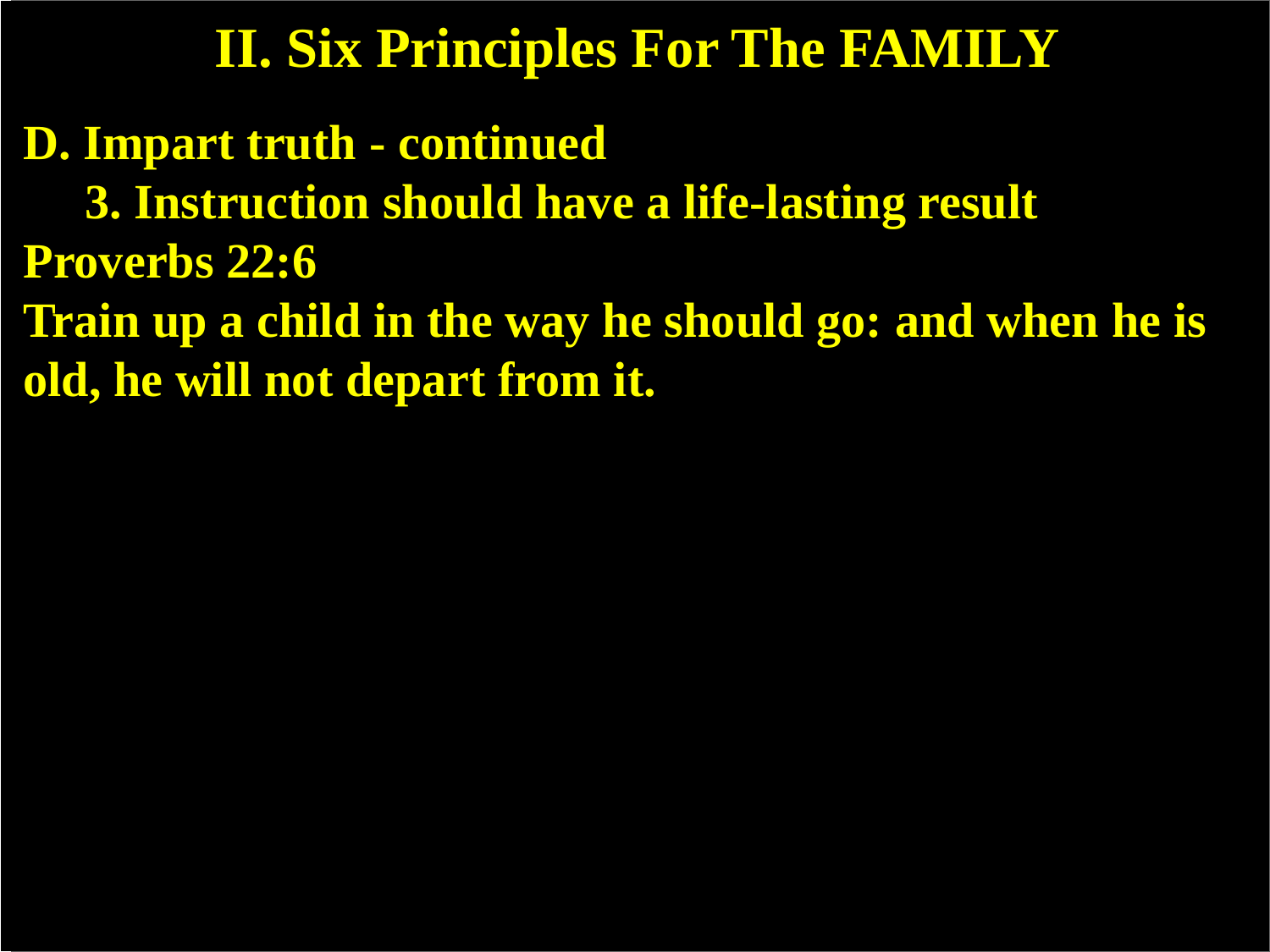# II. Six Principles For The FAMILY

**D. Impart truth - continued**

**3. Instruction should have a life-lasting result**

**Proverbs 22:6**

**Train up a child in the way he should go: and when he is old, he will not depart from it.**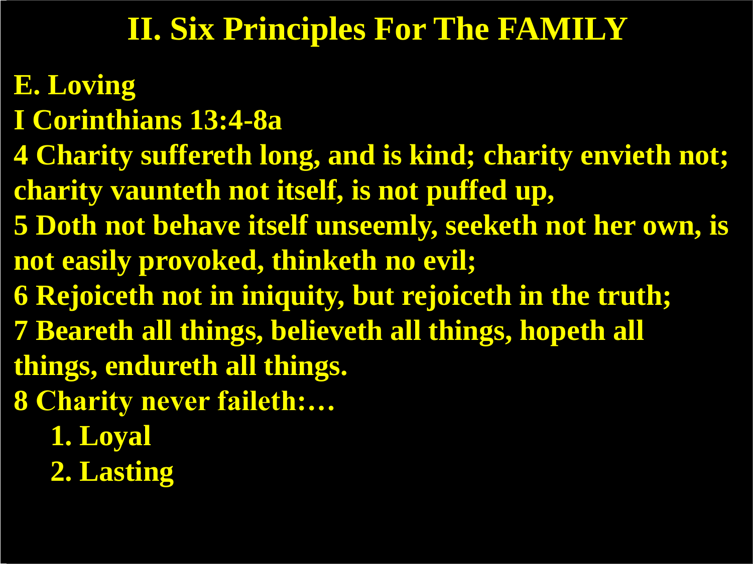# II. Six Principles For The FAMILY

**E. Loving**

**I Corinthians 13:4-8a**

**4 Charity suffereth long, and is kind; charity envieth not; charity vaunteth not itself, is not puffed up,**

**5 Doth not behave itself unseemly, seeketh not her own, is not easily provoked, thinketh no evil;**

**6 Rejoiceth not in iniquity, but rejoiceth in the truth;**

**7 Beareth all things, believeth all things, hopeth all things, endureth all things.**

**8 Charity never faileth:…**

1. **Loyal**
2. **Lasting**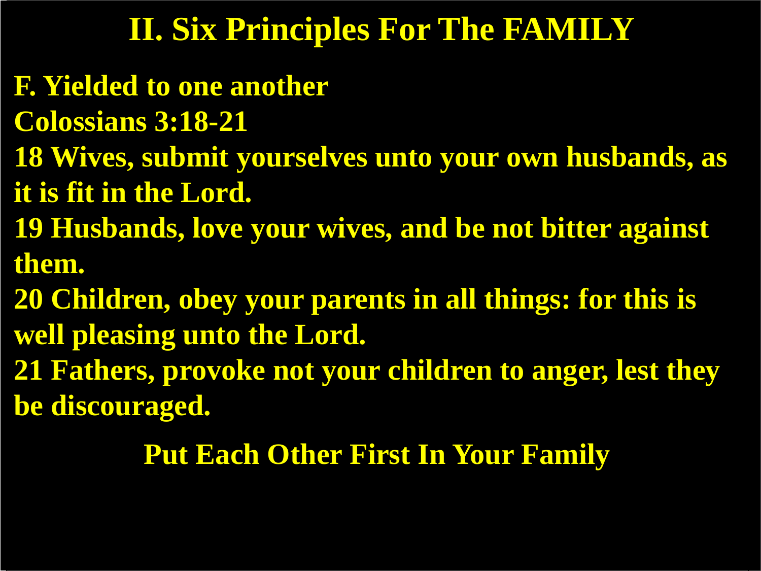# II. Six Principles For The FAMILY

**F. Yielded to one another**

**Colossians 3:18-21**

**18 Wives, submit yourselves unto your own husbands, as it is fit in the Lord.**

**19 Husbands, love your wives, and be not bitter against them.**

**20 Children, obey your parents in all things: for this is well pleasing unto the Lord.**

**21 Fathers, provoke not your children to anger, lest they be discouraged.**

**Put Each Other First In Your Family**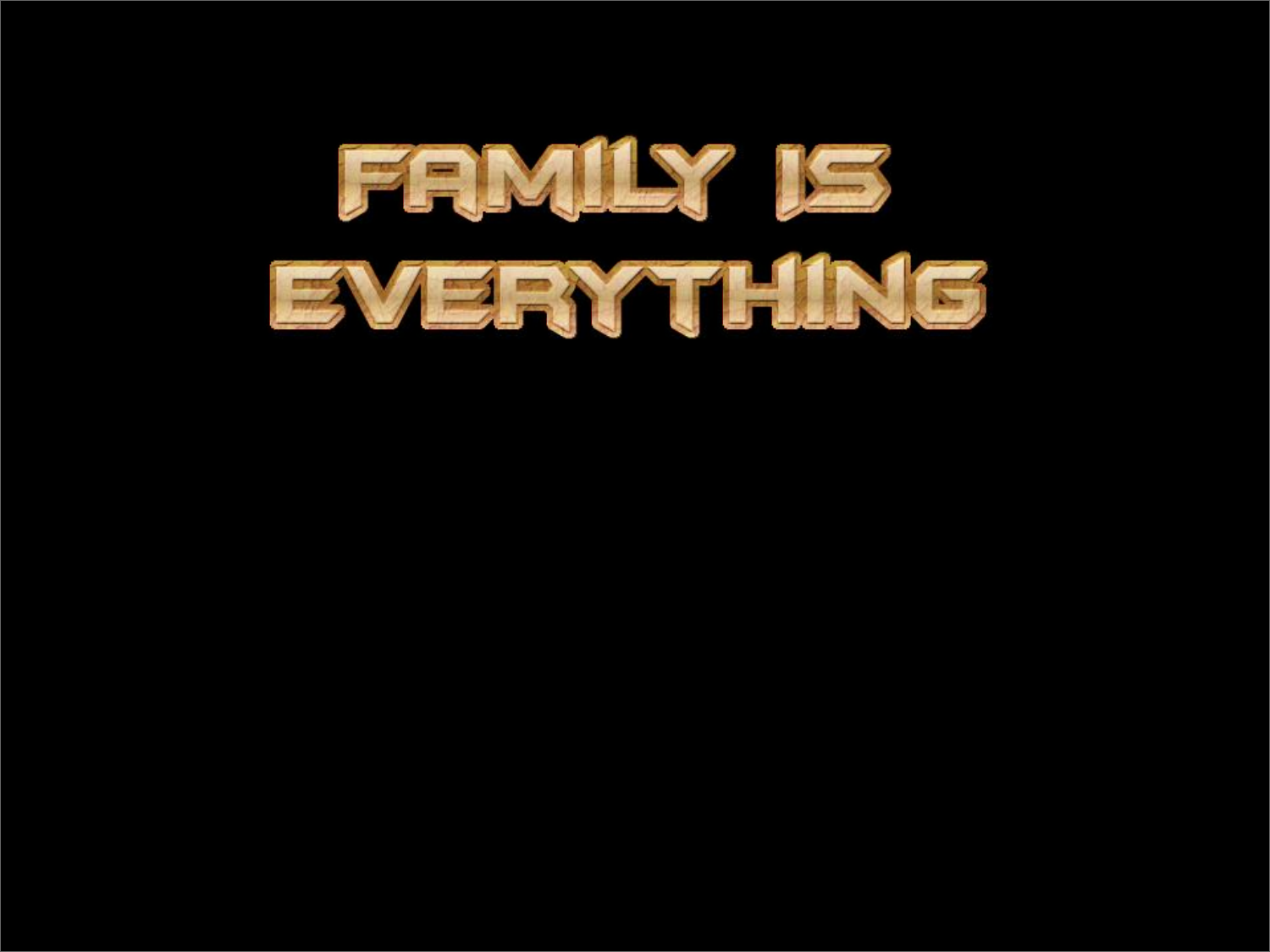# FAMILY IS EVERYTHING